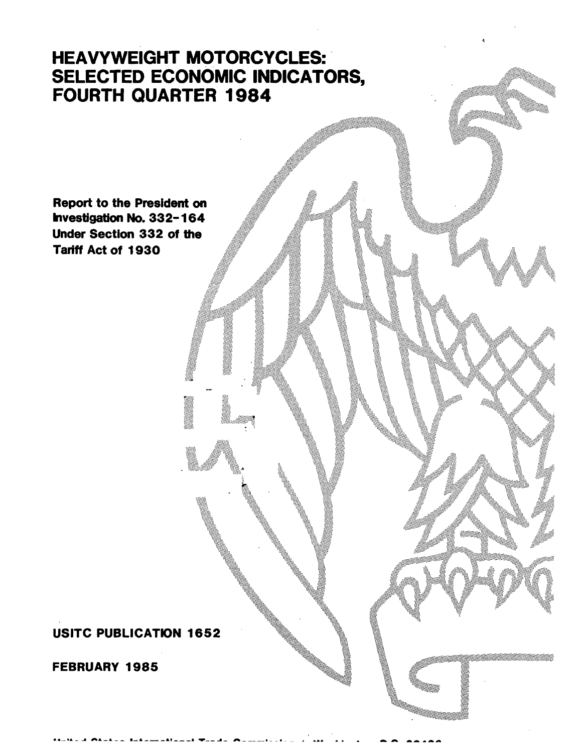# HEAVYWEIGHT MOTORCYCLES: SELECTED ECONOMIC INDICATORS, FOURTH QUARTER 1984

**Report to the President on Investigation No. 332-164 Under Section 332 of the Tariff Act of 1930**

**USITC PUBLICATION 1652**

**FEBRUARY 1985**

United States International Trade Commission / Washington, D.C. 20436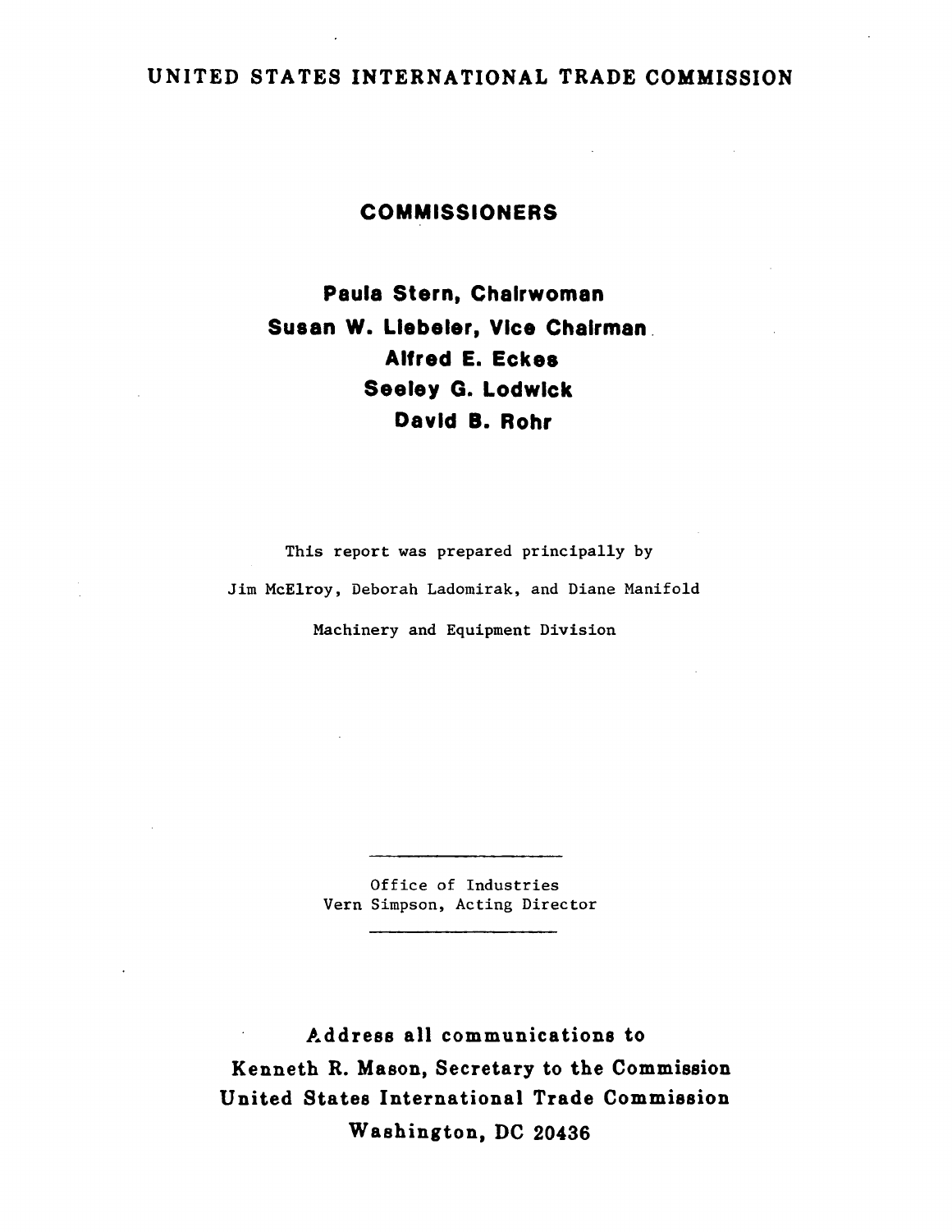# UNITED STATES INTERNATIONAL TRADE COMMISSION

## COMMISSIONERS

**Paula Stern, Chairwoman**
**Susan W. Liebeler, Vice Chairman**
**Alfred E. Eckes**
**Seeley G. Lodwick**
**David B. Rohr**

This report was prepared principally by

Jim McElroy, Deborah Ladomirak, and Diane Manifold

Machinery and Equipment Division

---

Office of Industries
Vern Simpson, Acting Director

---

**Address all communications to**
**Kenneth R. Mason, Secretary to the Commission**
**United States International Trade Commission**
**Washington, DC 20436**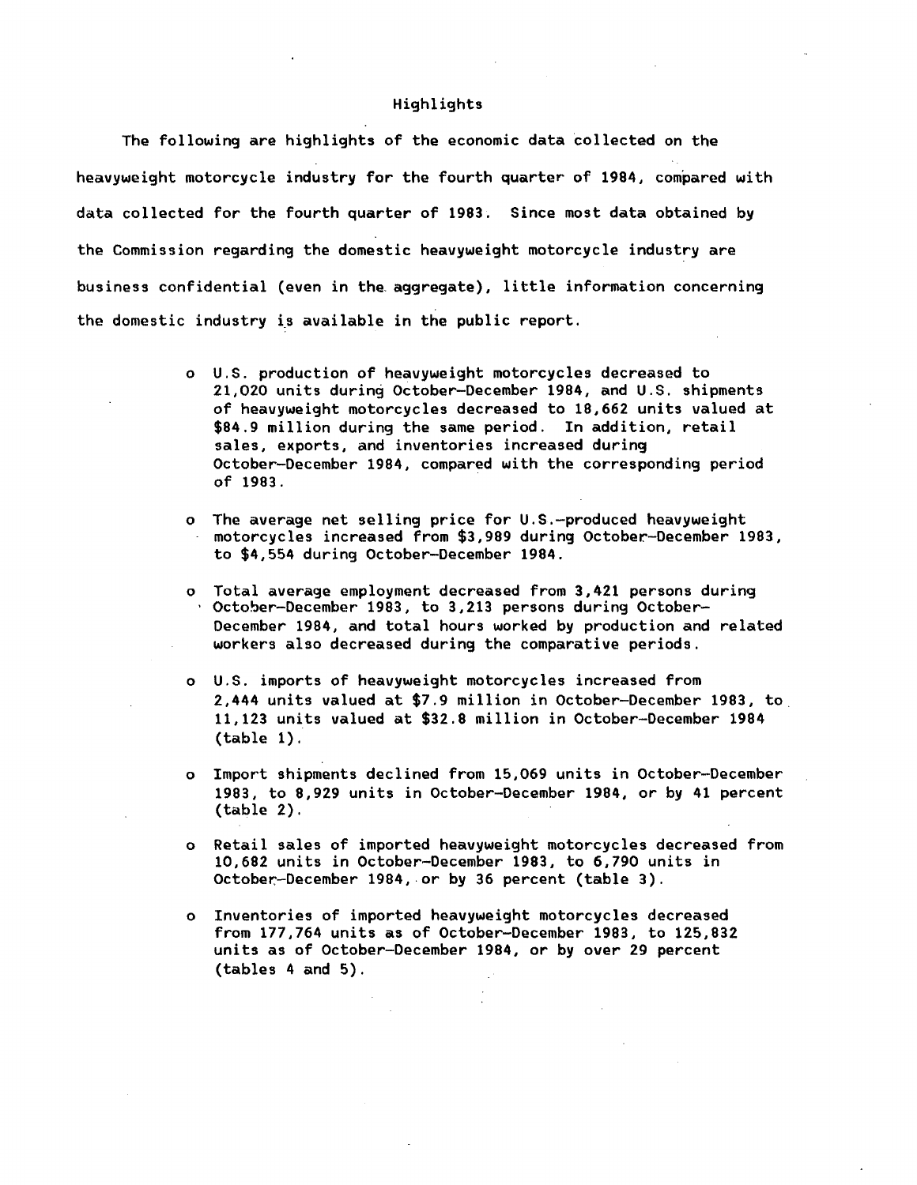## Highlights

The following are highlights of the economic data collected on the heavyweight motorcycle industry for the fourth quarter of 1984, compared with data collected for the fourth quarter of 1983. Since most data obtained by the Commission regarding the domestic heavyweight motorcycle industry are business confidential (even in the aggregate), little information concerning the domestic industry is available in the public report.

- U.S. production of heavyweight motorcycles decreased to 21,020 units during October-December 1984, and U.S. shipments of heavyweight motorcycles decreased to 18,662 units valued at $84.9 million during the same period. In addition, retail sales, exports, and inventories increased during October-December 1984, compared with the corresponding period of 1983.

- The average net selling price for U.S.-produced heavyweight motorcycles increased from $3,989 during October-December 1983, to $4,554 during October-December 1984.

- Total average employment decreased from 3,421 persons during October-December 1983, to 3,213 persons during October-December 1984, and total hours worked by production and related workers also decreased during the comparative periods.

- U.S. imports of heavyweight motorcycles increased from 2,444 units valued at $7.9 million in October-December 1983, to 11,123 units valued at $32.8 million in October-December 1984 (table 1).

- Import shipments declined from 15,069 units in October-December 1983, to 8,929 units in October-December 1984, or by 41 percent (table 2).

- Retail sales of imported heavyweight motorcycles decreased from 10,682 units in October-December 1983, to 6,790 units in October-December 1984, or by 36 percent (table 3).

- Inventories of imported heavyweight motorcycles decreased from 177,764 units as of October-December 1983, to 125,832 units as of October-December 1984, or by over 29 percent (tables 4 and 5).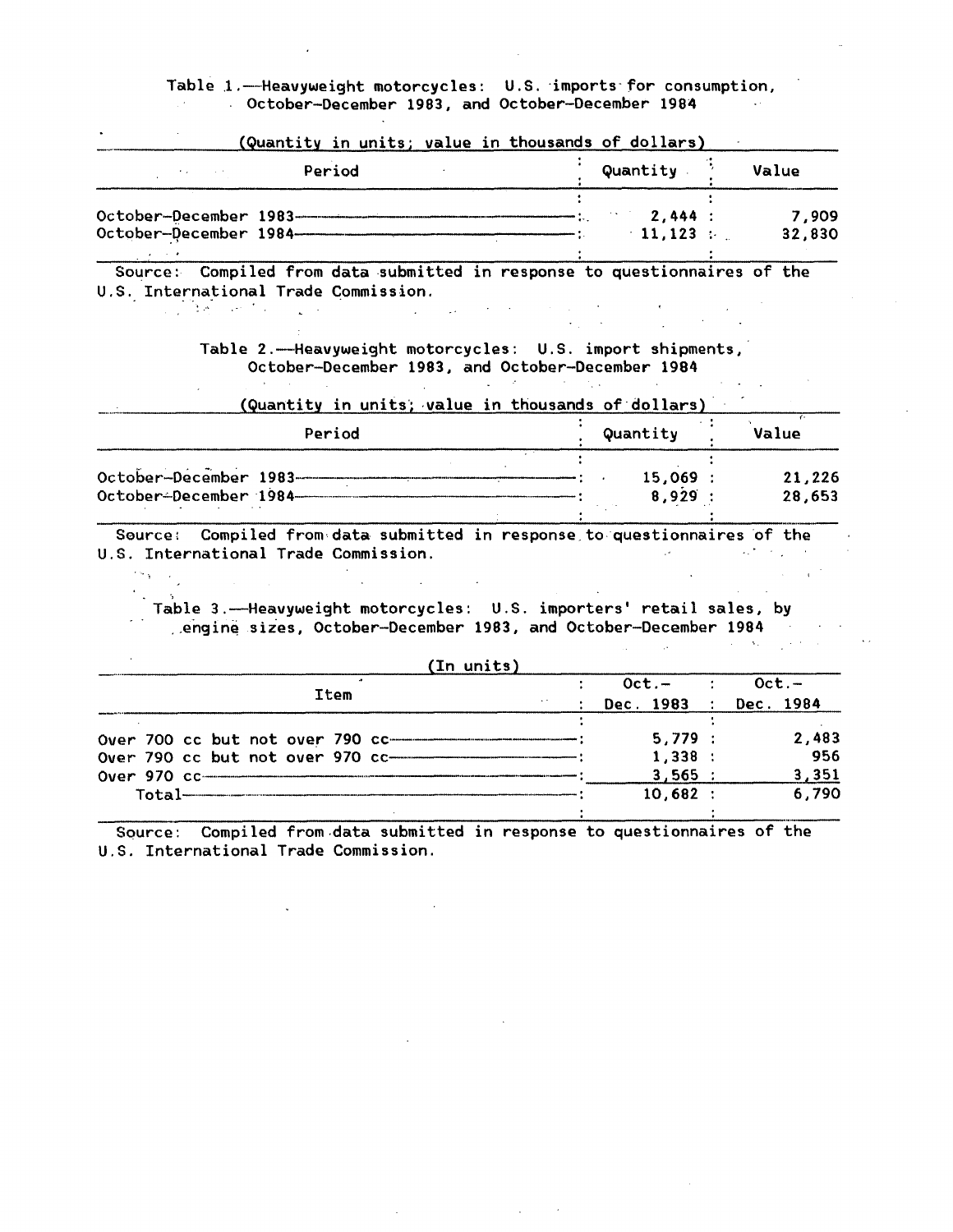Table 1.—Heavyweight motorcycles: U.S. imports for consumption, October-December 1983, and October-December 1984

(Quantity in units; value in thousands of dollars)

| Period | Quantity | Value |
|---|---|---|
| October-December 1983 | 2,444 | 7,909 |
| October-December 1984 | 11,123 | 32,830 |

Source: Compiled from data submitted in response to questionnaires of the U.S. International Trade Commission.

Table 2.—Heavyweight motorcycles: U.S. import shipments, October-December 1983, and October-December 1984

(Quantity in units; value in thousands of dollars)

| Period | Quantity | Value |
|---|---|---|
| October-December 1983 | 15,069 | 21,226 |
| October-December 1984 | 8,929 | 28,653 |

Source: Compiled from data submitted in response to questionnaires of the U.S. International Trade Commission.

Table 3.—Heavyweight motorcycles: U.S. importers' retail sales, by engine sizes, October-December 1983, and October-December 1984

(In units)

| Item | Oct.- Dec. 1983 | Oct.- Dec. 1984 |
|---|---|---|
| Over 700 cc but not over 790 cc | 5,779 | 2,483 |
| Over 790 cc but not over 970 cc | 1,338 | 956 |
| Over 970 cc | 3,565 | 3,351 |
| Total | 10,682 | 6,790 |

Source: Compiled from data submitted in response to questionnaires of the U.S. International Trade Commission.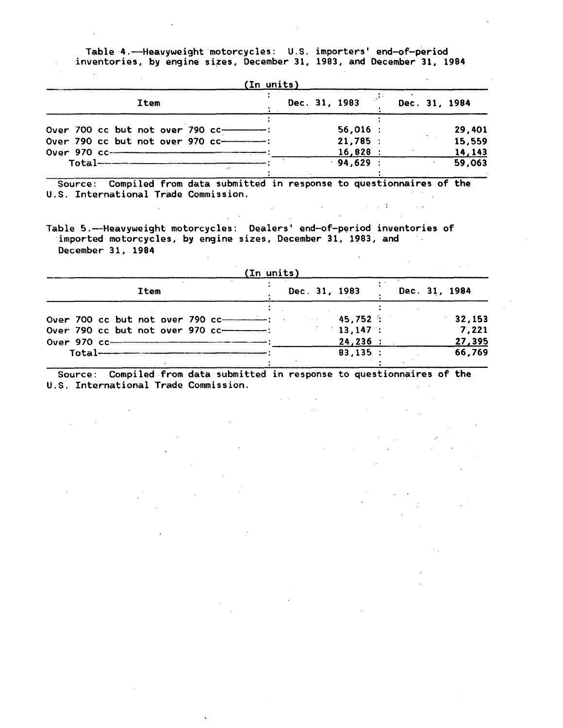Table 4.—Heavyweight motorcycles: U.S. importers' end-of-period inventories, by engine sizes, December 31, 1983, and December 31, 1984

(In units)

| Item | Dec. 31, 1983 | Dec. 31, 1984 |
|---|---|---|
| Over 700 cc but not over 790 cc | 56,016 | 29,401 |
| Over 790 cc but not over 970 cc | 21,785 | 15,559 |
| Over 970 cc | 16,828 | 14,143 |
| Total | 94,629 | 59,063 |

Source: Compiled from data submitted in response to questionnaires of the U.S. International Trade Commission.

Table 5.—Heavyweight motorcycles: Dealers' end-of-period inventories of imported motorcycles, by engine sizes, December 31, 1983, and December 31, 1984

(In units)

| Item | Dec. 31, 1983 | Dec. 31, 1984 |
|---|---|---|
| Over 700 cc but not over 790 cc | 45,752 | 32,153 |
| Over 790 cc but not over 970 cc | 13,147 | 7,221 |
| Over 970 cc | 24,236 | 27,395 |
| Total | 83,135 | 66,769 |

Source: Compiled from data submitted in response to questionnaires of the U.S. International Trade Commission.